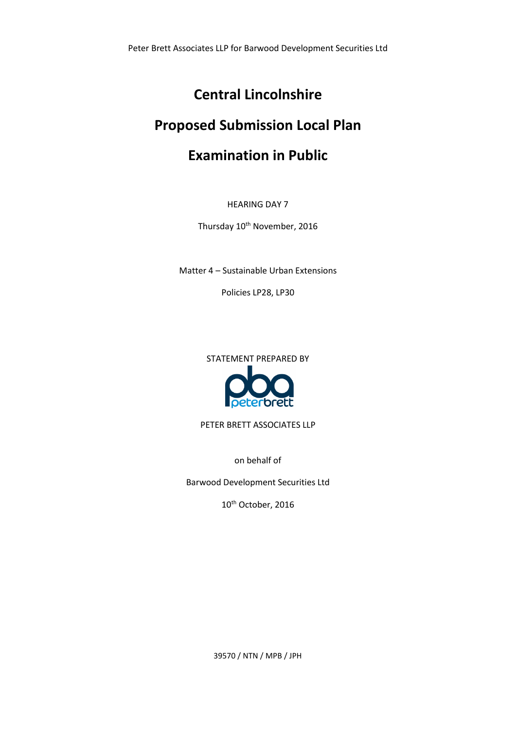Peter Brett Associates LLP for Barwood Development Securities Ltd

# Central Lincolnshire

# Proposed Submission Local Plan

# Examination in Public

HEARING DAY 7

Thursday 10th November, 2016

Matter 4 – Sustainable Urban Extensions

Policies LP28, LP30

STATEMENT PREPARED BY

PETER BRETT ASSOCIATES LLP

on behalf of

Barwood Development Securities Ltd

10th October, 2016

39570 / NTN / MPB / JPH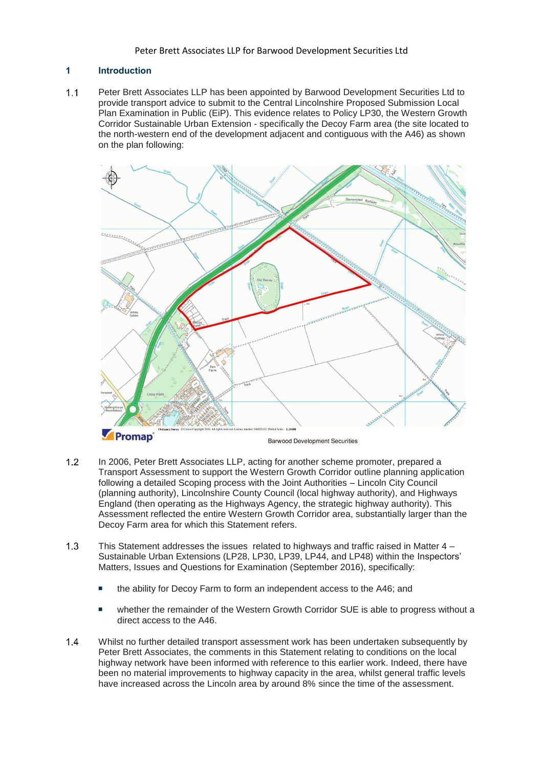## 1 Introduction

1.1 Peter Brett Associates LLP has been appointed by Barwood Development Securities Ltd to provide transport advice to submit to the Central Lincolnshire Proposed Submission Local Plan Examination in Public (EiP). This evidence relates to Policy LP30, the Western Growth Corridor Sustainable Urban Extension - specifically the Decoy Farm area (the site located to the north-western end of the development adjacent and contiguous with the A46) as shown on the plan following:

Barwood Development Securities

1.2 In 2006, Peter Brett Associates LLP, acting for another scheme promoter, prepared a Transport Assessment to support the Western Growth Corridor outline planning application following a detailed Scoping process with the Joint Authorities – Lincoln City Council (planning authority), Lincolnshire County Council (local highway authority), and Highways England (then operating as the Highways Agency, the strategic highway authority). This Assessment reflected the entire Western Growth Corridor area, substantially larger than the Decoy Farm area for which this Statement refers.

1.3 This Statement addresses the issues related to highways and traffic raised in Matter 4 – Sustainable Urban Extensions (LP28, LP30, LP39, LP44, and LP48) within the Inspectors' Matters, Issues and Questions for Examination (September 2016), specifically:

- the ability for Decoy Farm to form an independent access to the A46; and
- whether the remainder of the Western Growth Corridor SUE is able to progress without a direct access to the A46.

1.4 Whilst no further detailed transport assessment work has been undertaken subsequently by Peter Brett Associates, the comments in this Statement relating to conditions on the local highway network have been informed with reference to this earlier work. Indeed, there have been no material improvements to highway capacity in the area, whilst general traffic levels have increased across the Lincoln area by around 8% since the time of the assessment.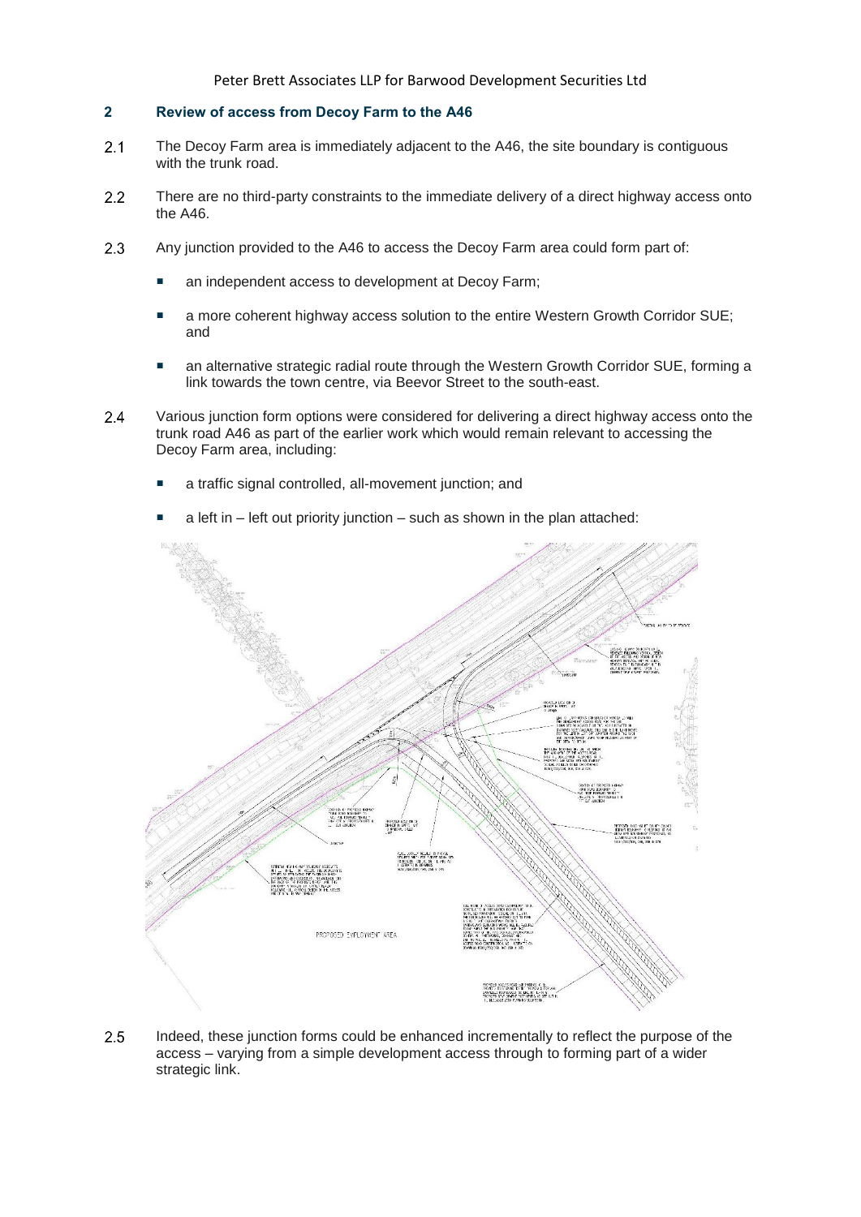## 2 Review of access from Decoy Farm to the A46

2.1 The Decoy Farm area is immediately adjacent to the A46, the site boundary is contiguous with the trunk road.

2.2 There are no third-party constraints to the immediate delivery of a direct highway access onto the A46.

2.3 Any junction provided to the A46 to access the Decoy Farm area could form part of:

- an independent access to development at Decoy Farm;
- a more coherent highway access solution to the entire Western Growth Corridor SUE; and
- an alternative strategic radial route through the Western Growth Corridor SUE, forming a link towards the town centre, via Beevor Street to the south-east.

2.4 Various junction form options were considered for delivering a direct highway access onto the trunk road A46 as part of the earlier work which would remain relevant to accessing the Decoy Farm area, including:

- a traffic signal controlled, all-movement junction; and
- a left in – left out priority junction – such as shown in the plan attached:

2.5 Indeed, these junction forms could be enhanced incrementally to reflect the purpose of the access – varying from a simple development access through to forming part of a wider strategic link.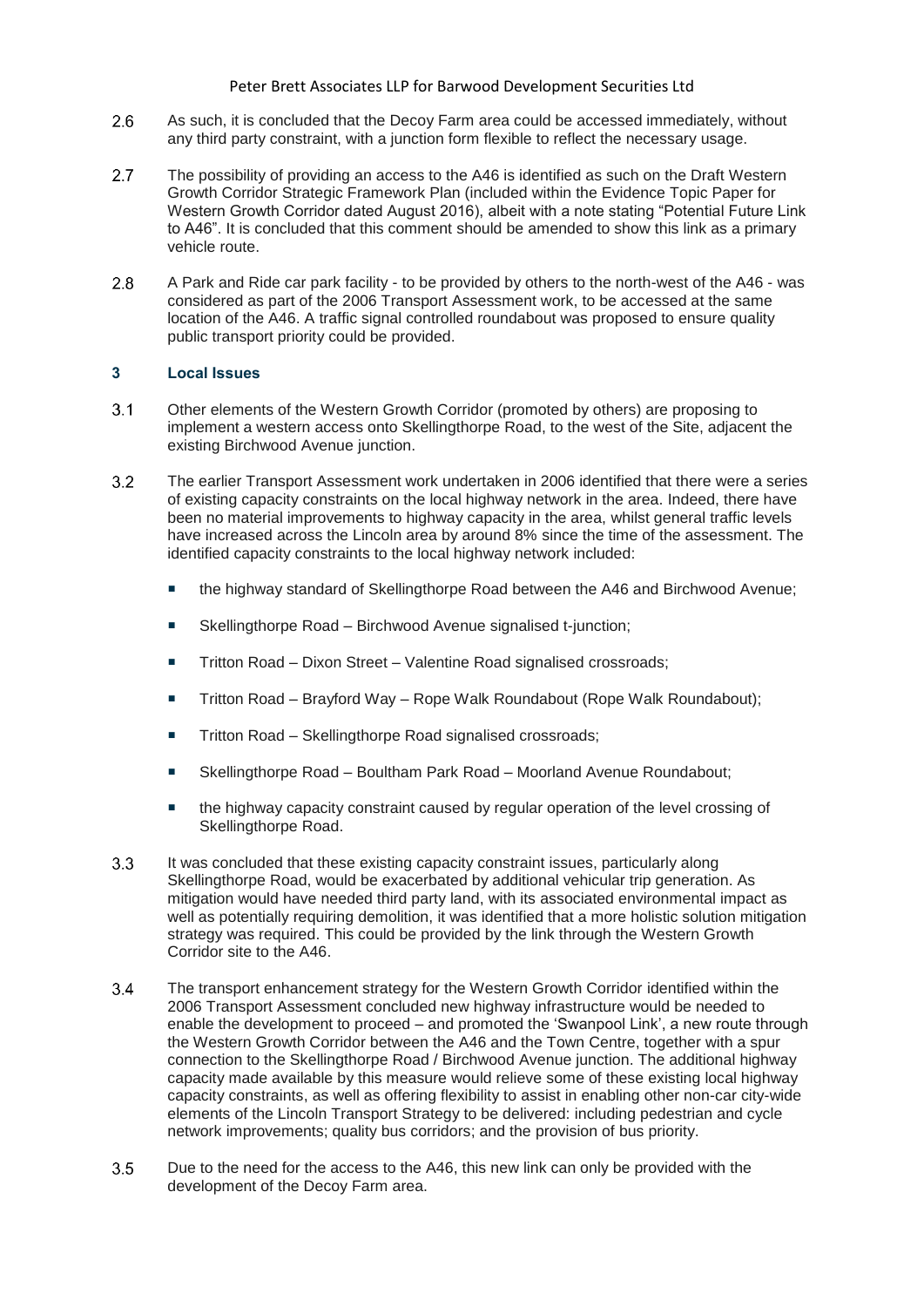2.6 As such, it is concluded that the Decoy Farm area could be accessed immediately, without any third party constraint, with a junction form flexible to reflect the necessary usage.

2.7 The possibility of providing an access to the A46 is identified as such on the Draft Western Growth Corridor Strategic Framework Plan (included within the Evidence Topic Paper for Western Growth Corridor dated August 2016), albeit with a note stating "Potential Future Link to A46". It is concluded that this comment should be amended to show this link as a primary vehicle route.

2.8 A Park and Ride car park facility - to be provided by others to the north-west of the A46 - was considered as part of the 2006 Transport Assessment work, to be accessed at the same location of the A46. A traffic signal controlled roundabout was proposed to ensure quality public transport priority could be provided.

## 3 Local Issues

3.1 Other elements of the Western Growth Corridor (promoted by others) are proposing to implement a western access onto Skellingthorpe Road, to the west of the Site, adjacent the existing Birchwood Avenue junction.

3.2 The earlier Transport Assessment work undertaken in 2006 identified that there were a series of existing capacity constraints on the local highway network in the area. Indeed, there have been no material improvements to highway capacity in the area, whilst general traffic levels have increased across the Lincoln area by around 8% since the time of the assessment. The identified capacity constraints to the local highway network included:

- the highway standard of Skellingthorpe Road between the A46 and Birchwood Avenue;
- Skellingthorpe Road – Birchwood Avenue signalised t-junction;
- Tritton Road – Dixon Street – Valentine Road signalised crossroads;
- Tritton Road – Brayford Way – Rope Walk Roundabout (Rope Walk Roundabout);
- Tritton Road – Skellingthorpe Road signalised crossroads;
- Skellingthorpe Road – Boultham Park Road – Moorland Avenue Roundabout;
- the highway capacity constraint caused by regular operation of the level crossing of Skellingthorpe Road.

3.3 It was concluded that these existing capacity constraint issues, particularly along Skellingthorpe Road, would be exacerbated by additional vehicular trip generation. As mitigation would have needed third party land, with its associated environmental impact as well as potentially requiring demolition, it was identified that a more holistic solution mitigation strategy was required. This could be provided by the link through the Western Growth Corridor site to the A46.

3.4 The transport enhancement strategy for the Western Growth Corridor identified within the 2006 Transport Assessment concluded new highway infrastructure would be needed to enable the development to proceed – and promoted the 'Swanpool Link', a new route through the Western Growth Corridor between the A46 and the Town Centre, together with a spur connection to the Skellingthorpe Road / Birchwood Avenue junction. The additional highway capacity made available by this measure would relieve some of these existing local highway capacity constraints, as well as offering flexibility to assist in enabling other non-car city-wide elements of the Lincoln Transport Strategy to be delivered: including pedestrian and cycle network improvements; quality bus corridors; and the provision of bus priority.

3.5 Due to the need for the access to the A46, this new link can only be provided with the development of the Decoy Farm area.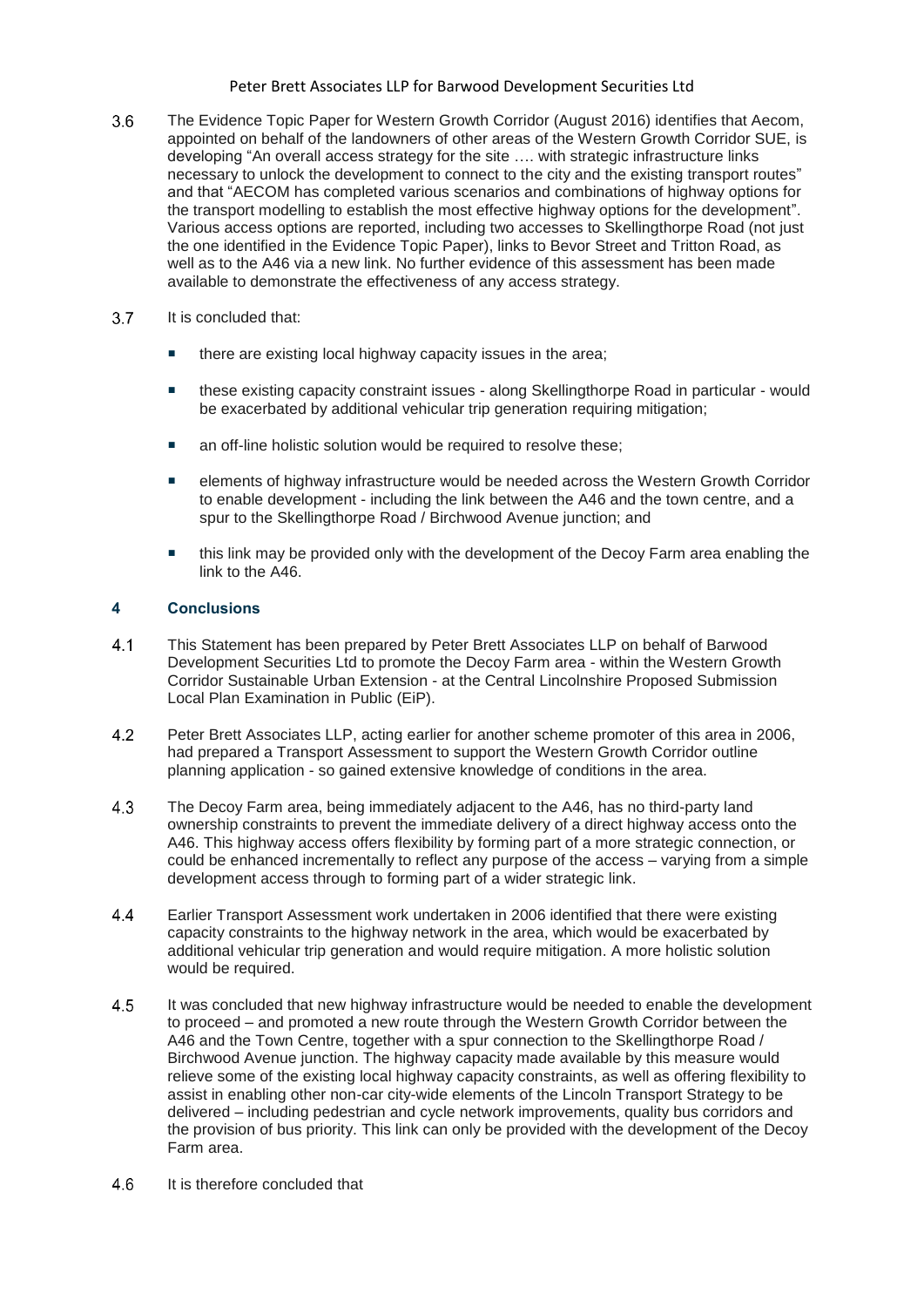3.6 The Evidence Topic Paper for Western Growth Corridor (August 2016) identifies that Aecom, appointed on behalf of the landowners of other areas of the Western Growth Corridor SUE, is developing "An overall access strategy for the site …. with strategic infrastructure links necessary to unlock the development to connect to the city and the existing transport routes" and that "AECOM has completed various scenarios and combinations of highway options for the transport modelling to establish the most effective highway options for the development". Various access options are reported, including two accesses to Skellingthorpe Road (not just the one identified in the Evidence Topic Paper), links to Bevor Street and Tritton Road, as well as to the A46 via a new link. No further evidence of this assessment has been made available to demonstrate the effectiveness of any access strategy.

3.7 It is concluded that:

- there are existing local highway capacity issues in the area;
- these existing capacity constraint issues - along Skellingthorpe Road in particular - would be exacerbated by additional vehicular trip generation requiring mitigation;
- an off-line holistic solution would be required to resolve these;
- elements of highway infrastructure would be needed across the Western Growth Corridor to enable development - including the link between the A46 and the town centre, and a spur to the Skellingthorpe Road / Birchwood Avenue junction; and
- this link may be provided only with the development of the Decoy Farm area enabling the link to the A46.

## 4 Conclusions

4.1 This Statement has been prepared by Peter Brett Associates LLP on behalf of Barwood Development Securities Ltd to promote the Decoy Farm area - within the Western Growth Corridor Sustainable Urban Extension - at the Central Lincolnshire Proposed Submission Local Plan Examination in Public (EiP).

4.2 Peter Brett Associates LLP, acting earlier for another scheme promoter of this area in 2006, had prepared a Transport Assessment to support the Western Growth Corridor outline planning application - so gained extensive knowledge of conditions in the area.

4.3 The Decoy Farm area, being immediately adjacent to the A46, has no third-party land ownership constraints to prevent the immediate delivery of a direct highway access onto the A46. This highway access offers flexibility by forming part of a more strategic connection, or could be enhanced incrementally to reflect any purpose of the access – varying from a simple development access through to forming part of a wider strategic link.

4.4 Earlier Transport Assessment work undertaken in 2006 identified that there were existing capacity constraints to the highway network in the area, which would be exacerbated by additional vehicular trip generation and would require mitigation. A more holistic solution would be required.

4.5 It was concluded that new highway infrastructure would be needed to enable the development to proceed – and promoted a new route through the Western Growth Corridor between the A46 and the Town Centre, together with a spur connection to the Skellingthorpe Road / Birchwood Avenue junction. The highway capacity made available by this measure would relieve some of the existing local highway capacity constraints, as well as offering flexibility to assist in enabling other non-car city-wide elements of the Lincoln Transport Strategy to be delivered – including pedestrian and cycle network improvements, quality bus corridors and the provision of bus priority. This link can only be provided with the development of the Decoy Farm area.

4.6 It is therefore concluded that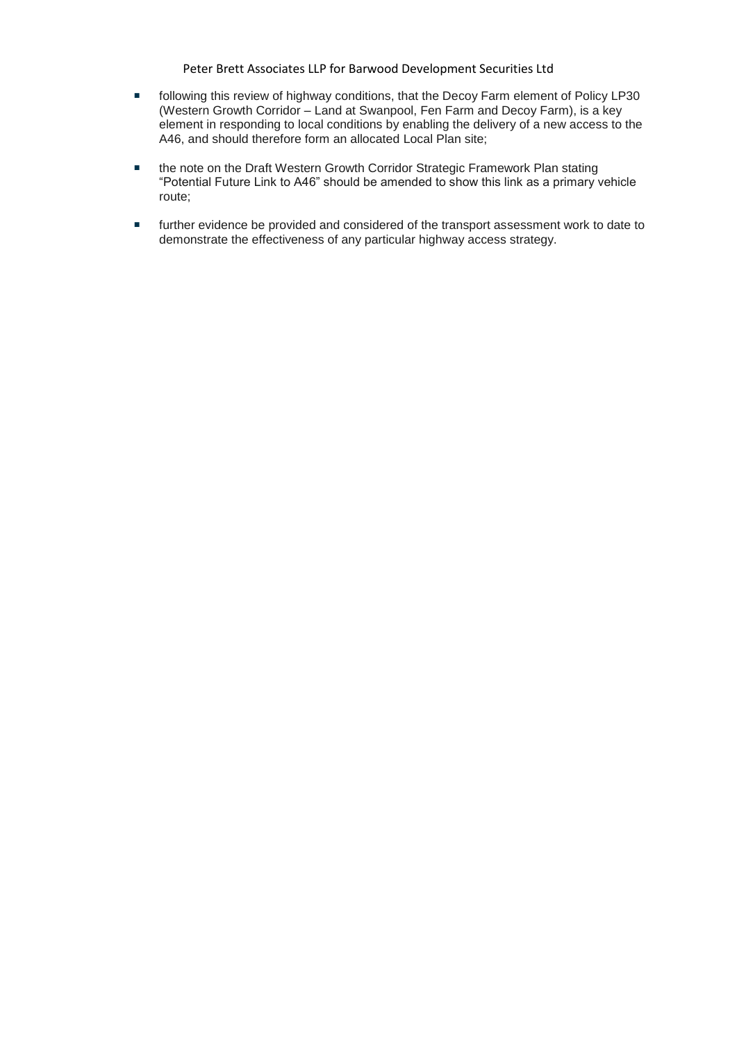- following this review of highway conditions, that the Decoy Farm element of Policy LP30 (Western Growth Corridor – Land at Swanpool, Fen Farm and Decoy Farm), is a key element in responding to local conditions by enabling the delivery of a new access to the A46, and should therefore form an allocated Local Plan site;
- the note on the Draft Western Growth Corridor Strategic Framework Plan stating "Potential Future Link to A46" should be amended to show this link as a primary vehicle route;
- further evidence be provided and considered of the transport assessment work to date to demonstrate the effectiveness of any particular highway access strategy.